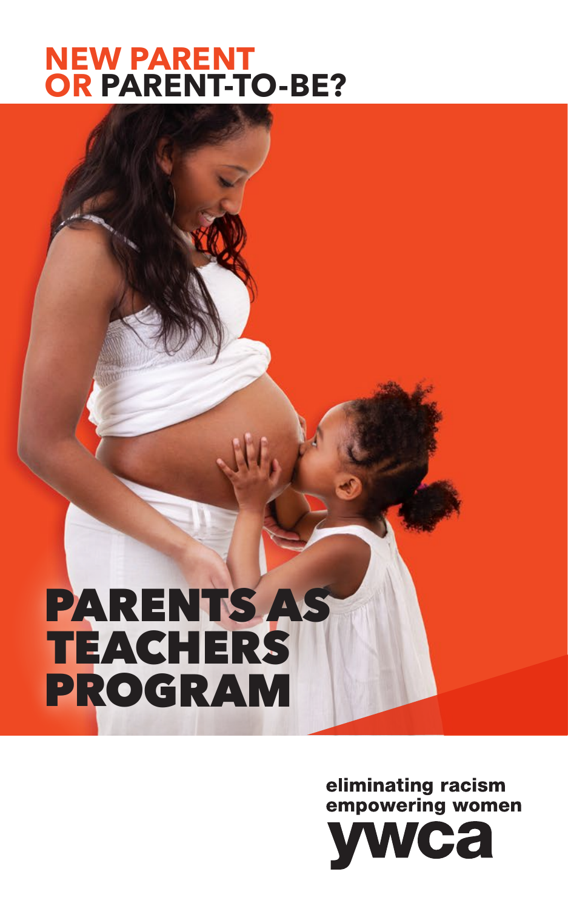# NEW PARENT OR PARENT-TO-BE?

# PARENTS AS TEACHERS PROGRAM

eliminating racism
empowering women

ywca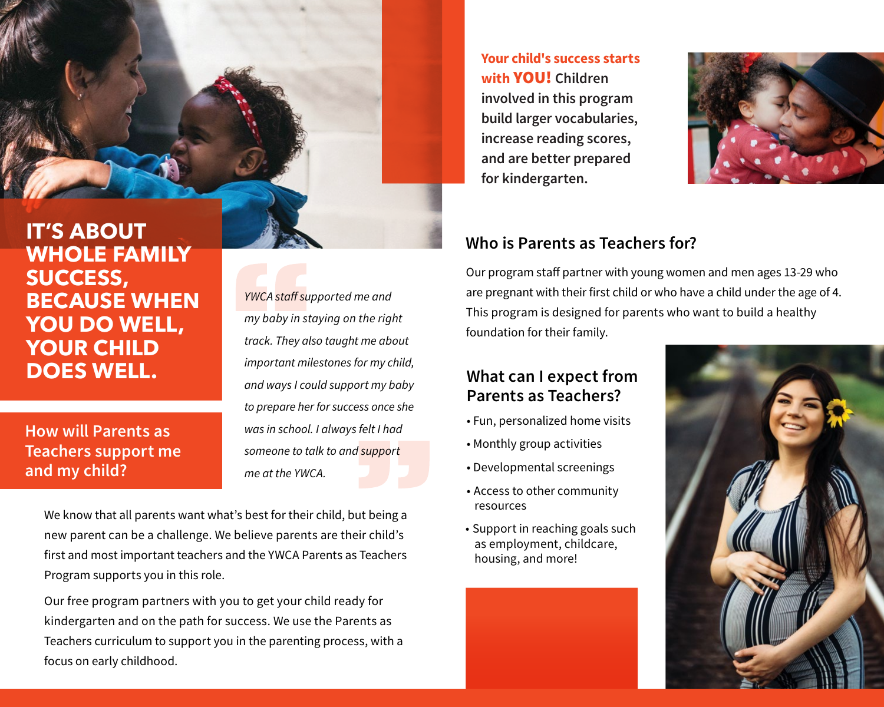# IT'S ABOUT WHOLE FAMILY SUCCESS, BECAUSE WHEN YOU DO WELL, YOUR CHILD DOES WELL.

## How will Parents as Teachers support me and my child?

> *YWCA staff supported me and my baby in staying on the right track. They also taught me about important milestones for my child, and ways I could support my baby to prepare her for success once she was in school. I always felt I had someone to talk to and support me at the YWCA.*

We know that all parents want what's best for their child, but being a new parent can be a challenge. We believe parents are their child's first and most important teachers and the YWCA Parents as Teachers Program supports you in this role.

Our free program partners with you to get your child ready for kindergarten and on the path for success. We use the Parents as Teachers curriculum to support you in the parenting process, with a focus on early childhood.

**Your child's success starts with YOU!** Children involved in this program build larger vocabularies, increase reading scores, and are better prepared for kindergarten.

## Who is Parents as Teachers for?

Our program staff partner with young women and men ages 13-29 who are pregnant with their first child or who have a child under the age of 4. This program is designed for parents who want to build a healthy foundation for their family.

## What can I expect from Parents as Teachers?

- Fun, personalized home visits
- Monthly group activities
- Developmental screenings
- Access to other community resources
- Support in reaching goals such as employment, childcare, housing, and more!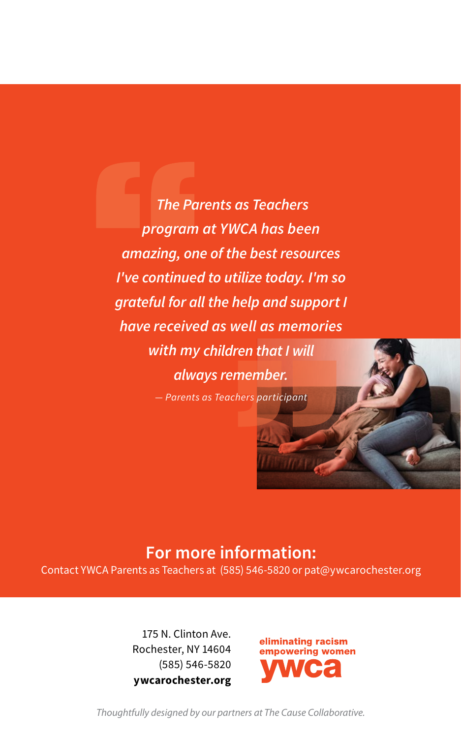*The Parents as Teachers program at YWCA has been amazing, one of the best resources I've continued to utilize today. I'm so grateful for all the help and support I have received as well as memories with my children that I will always remember.*

*— Parents as Teachers participant*

## For more information:

Contact YWCA Parents as Teachers at (585) 546-5820 or pat@ywcarochester.org

175 N. Clinton Ave.
Rochester, NY 14604
(585) 546-5820
**ywcarochester.org**

eliminating racism
empowering women
ywca

*Thoughtfully designed by our partners at The Cause Collaborative.*